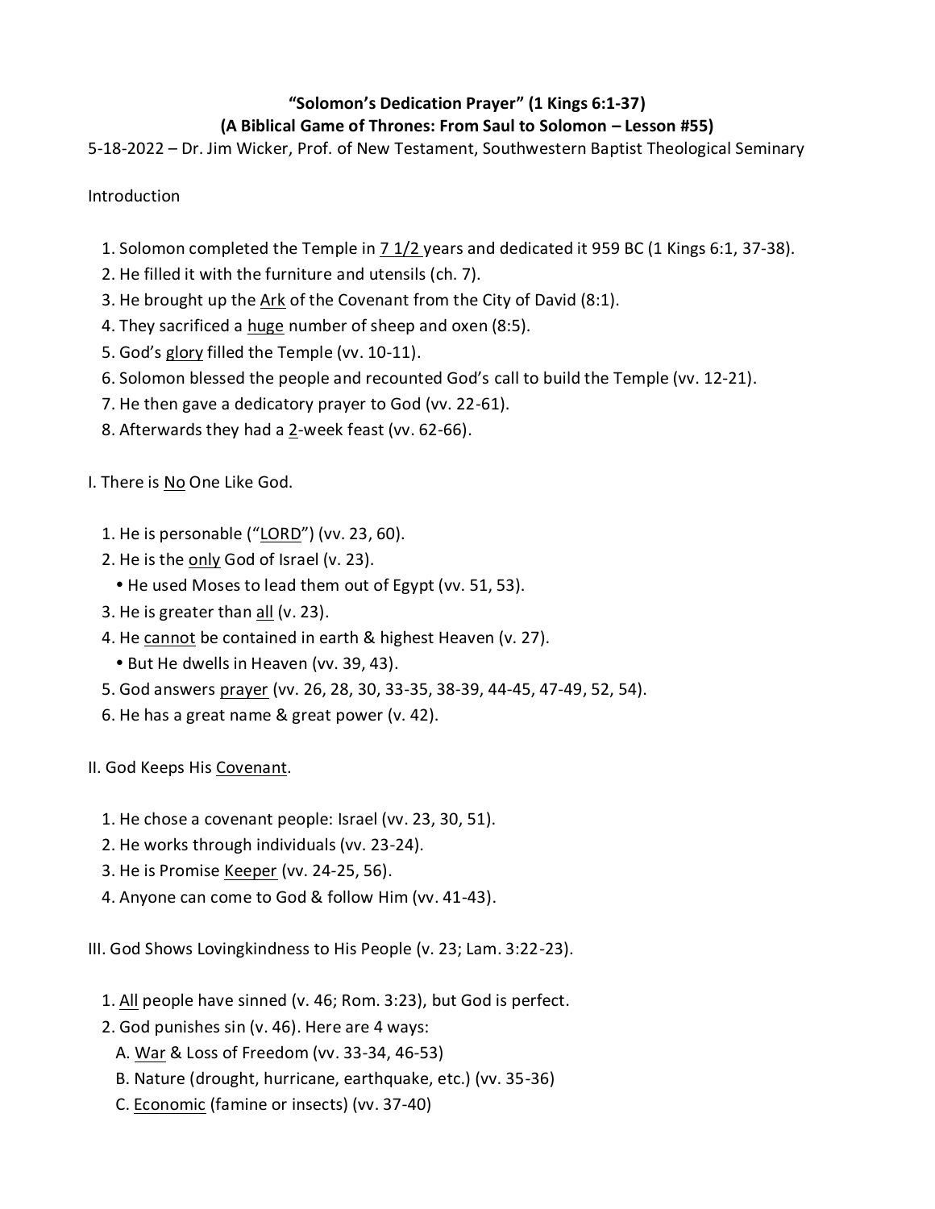**"Solomon's Dedication Prayer" (1 Kings 6:1-37)**

**(A Biblical Game of Thrones: From Saul to Solomon – Lesson #55)**

5-18-2022 – Dr. Jim Wicker, Prof. of New Testament, Southwestern Baptist Theological Seminary

Introduction

1. Solomon completed the Temple in 7 1/2 years and dedicated it 959 BC (1 Kings 6:1, 37-38).
2. He filled it with the furniture and utensils (ch. 7).
3. He brought up the Ark of the Covenant from the City of David (8:1).
4. They sacrificed a huge number of sheep and oxen (8:5).
5. God's glory filled the Temple (vv. 10-11).
6. Solomon blessed the people and recounted God's call to build the Temple (vv. 12-21).
7. He then gave a dedicatory prayer to God (vv. 22-61).
8. Afterwards they had a 2-week feast (vv. 62-66).

I. There is No One Like God.

1. He is personable ("LORD") (vv. 23, 60).
2. He is the only God of Israel (v. 23).
   - He used Moses to lead them out of Egypt (vv. 51, 53).
3. He is greater than all (v. 23).
4. He cannot be contained in earth & highest Heaven (v. 27).
   - But He dwells in Heaven (vv. 39, 43).
5. God answers prayer (vv. 26, 28, 30, 33-35, 38-39, 44-45, 47-49, 52, 54).
6. He has a great name & great power (v. 42).

II. God Keeps His Covenant.

1. He chose a covenant people: Israel (vv. 23, 30, 51).
2. He works through individuals (vv. 23-24).
3. He is Promise Keeper (vv. 24-25, 56).
4. Anyone can come to God & follow Him (vv. 41-43).

III. God Shows Lovingkindness to His People (v. 23; Lam. 3:22-23).

1. All people have sinned (v. 46; Rom. 3:23), but God is perfect.
2. God punishes sin (v. 46). Here are 4 ways:
   A. War & Loss of Freedom (vv. 33-34, 46-53)
   B. Nature (drought, hurricane, earthquake, etc.) (vv. 35-36)
   C. Economic (famine or insects) (vv. 37-40)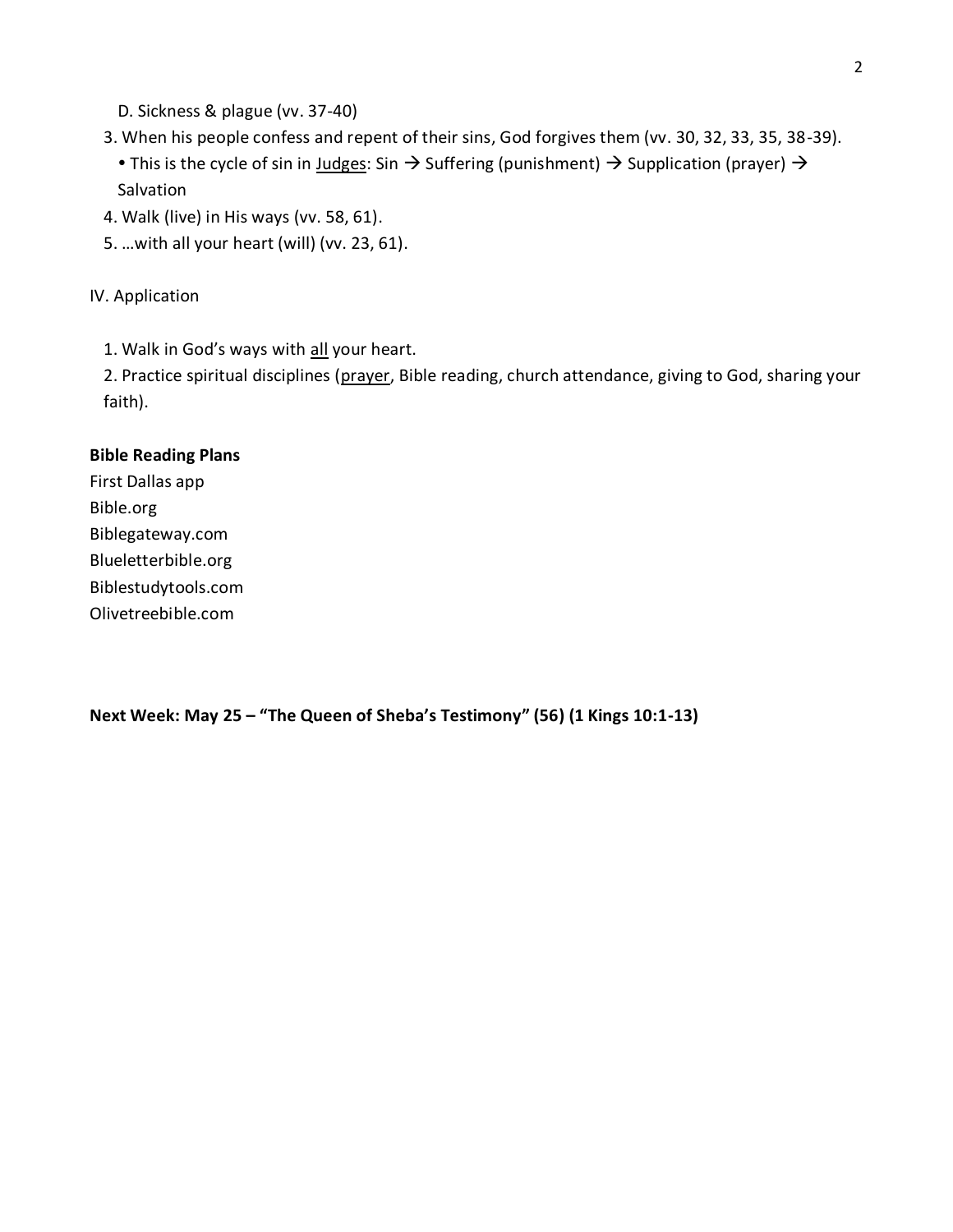D. Sickness & plague (vv. 37-40)

3. When his people confess and repent of their sins, God forgives them (vv. 30, 32, 33, 35, 38-39).
   - This is the cycle of sin in Judges: Sin → Suffering (punishment) → Supplication (prayer) → Salvation
4. Walk (live) in His ways (vv. 58, 61).
5. …with all your heart (will) (vv. 23, 61).

IV. Application

1. Walk in God's ways with all your heart.
2. Practice spiritual disciplines (prayer, Bible reading, church attendance, giving to God, sharing your faith).

**Bible Reading Plans**

First Dallas app
Bible.org
Biblegateway.com
Blueletterbible.org
Biblestudytools.com
Olivetreebible.com

**Next Week: May 25 – "The Queen of Sheba's Testimony" (56) (1 Kings 10:1-13)**